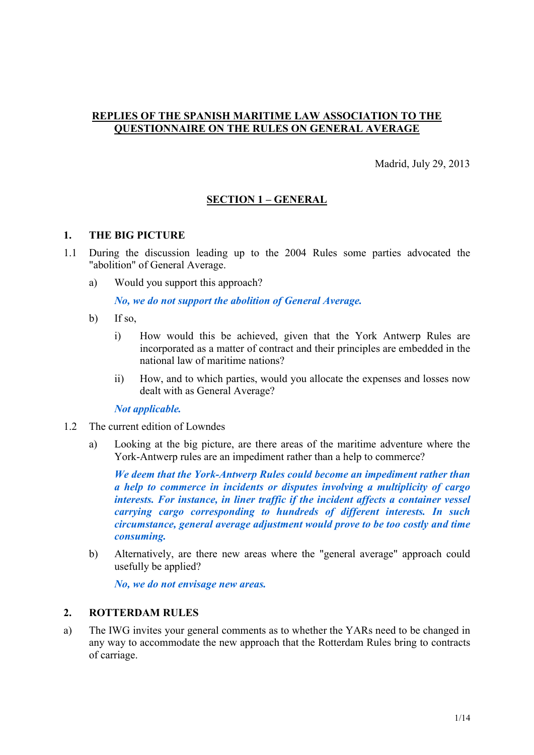# REPLIES OF THE SPANISH MARITIME LAW ASSOCIATION TO THE QUESTIONNAIRE ON THE RULES ON GENERAL AVERAGE

Madrid, July 29, 2013

## SECTION 1 – GENERAL

### 1. THE BIG PICTURE

1.1 During the discussion leading up to the 2004 Rules some parties advocated the "abolition" of General Average.

a) Would you support this approach?

***No, we do not support the abolition of General Average.***

b) If so,

i) How would this be achieved, given that the York Antwerp Rules are incorporated as a matter of contract and their principles are embedded in the national law of maritime nations?

ii) How, and to which parties, would you allocate the expenses and losses now dealt with as General Average?

***Not applicable.***

1.2 The current edition of Lowndes

a) Looking at the big picture, are there areas of the maritime adventure where the York-Antwerp rules are an impediment rather than a help to commerce?

***We deem that the York-Antwerp Rules could become an impediment rather than a help to commerce in incidents or disputes involving a multiplicity of cargo interests. For instance, in liner traffic if the incident affects a container vessel carrying cargo corresponding to hundreds of different interests. In such circumstance, general average adjustment would prove to be too costly and time consuming.***

b) Alternatively, are there new areas where the "general average" approach could usefully be applied?

***No, we do not envisage new areas.***

### 2. ROTTERDAM RULES

a) The IWG invites your general comments as to whether the YARs need to be changed in any way to accommodate the new approach that the Rotterdam Rules bring to contracts of carriage.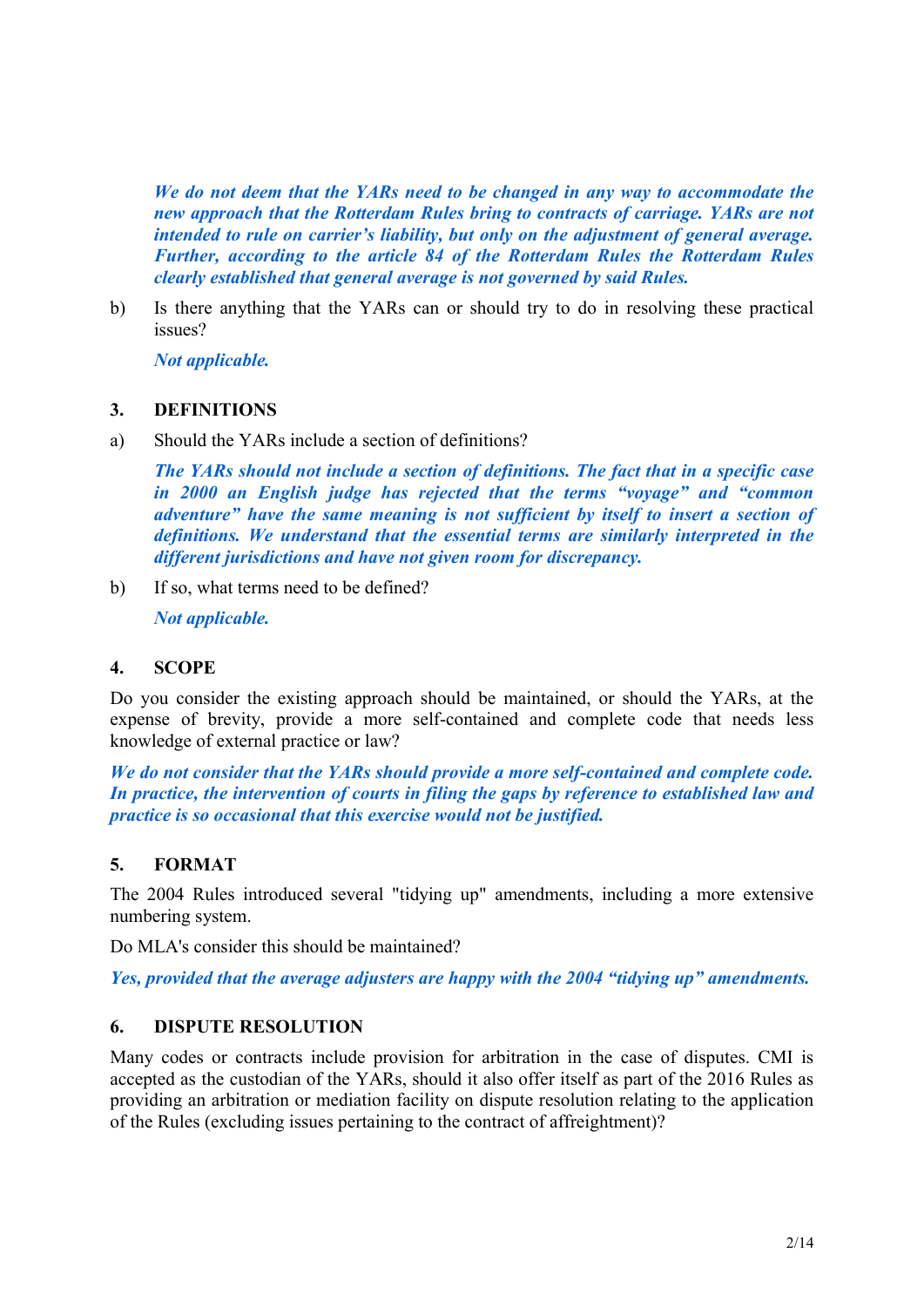***We do not deem that the YARs need to be changed in any way to accommodate the new approach that the Rotterdam Rules bring to contracts of carriage. YARs are not intended to rule on carrier's liability, but only on the adjustment of general average. Further, according to the article 84 of the Rotterdam Rules the Rotterdam Rules clearly established that general average is not governed by said Rules.***

b) Is there anything that the YARs can or should try to do in resolving these practical issues?

***Not applicable.***

## 3. DEFINITIONS

a) Should the YARs include a section of definitions?

***The YARs should not include a section of definitions. The fact that in a specific case in 2000 an English judge has rejected that the terms "voyage" and "common adventure" have the same meaning is not sufficient by itself to insert a section of definitions. We understand that the essential terms are similarly interpreted in the different jurisdictions and have not given room for discrepancy.***

b) If so, what terms need to be defined?

***Not applicable.***

## 4. SCOPE

Do you consider the existing approach should be maintained, or should the YARs, at the expense of brevity, provide a more self-contained and complete code that needs less knowledge of external practice or law?

***We do not consider that the YARs should provide a more self-contained and complete code. In practice, the intervention of courts in filing the gaps by reference to established law and practice is so occasional that this exercise would not be justified.***

## 5. FORMAT

The 2004 Rules introduced several "tidying up" amendments, including a more extensive numbering system.

Do MLA's consider this should be maintained?

***Yes, provided that the average adjusters are happy with the 2004 "tidying up" amendments.***

## 6. DISPUTE RESOLUTION

Many codes or contracts include provision for arbitration in the case of disputes. CMI is accepted as the custodian of the YARs, should it also offer itself as part of the 2016 Rules as providing an arbitration or mediation facility on dispute resolution relating to the application of the Rules (excluding issues pertaining to the contract of affreightment)?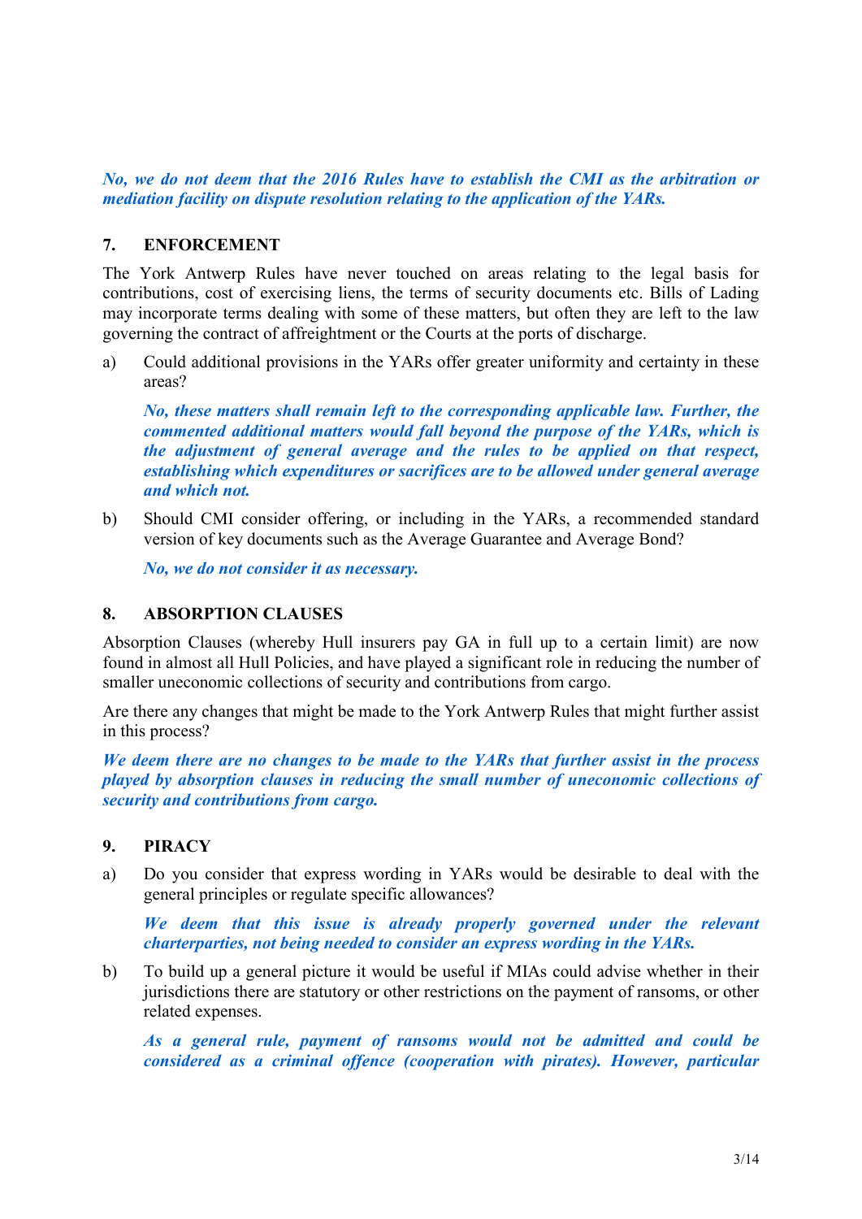***No, we do not deem that the 2016 Rules have to establish the CMI as the arbitration or mediation facility on dispute resolution relating to the application of the YARs.***

## 7. ENFORCEMENT

The York Antwerp Rules have never touched on areas relating to the legal basis for contributions, cost of exercising liens, the terms of security documents etc. Bills of Lading may incorporate terms dealing with some of these matters, but often they are left to the law governing the contract of affreightment or the Courts at the ports of discharge.

a) Could additional provisions in the YARs offer greater uniformity and certainty in these areas?

   ***No, these matters shall remain left to the corresponding applicable law. Further, the commented additional matters would fall beyond the purpose of the YARs, which is the adjustment of general average and the rules to be applied on that respect, establishing which expenditures or sacrifices are to be allowed under general average and which not.***

b) Should CMI consider offering, or including in the YARs, a recommended standard version of key documents such as the Average Guarantee and Average Bond?

   ***No, we do not consider it as necessary.***

## 8. ABSORPTION CLAUSES

Absorption Clauses (whereby Hull insurers pay GA in full up to a certain limit) are now found in almost all Hull Policies, and have played a significant role in reducing the number of smaller uneconomic collections of security and contributions from cargo.

Are there any changes that might be made to the York Antwerp Rules that might further assist in this process?

***We deem there are no changes to be made to the YARs that further assist in the process played by absorption clauses in reducing the small number of uneconomic collections of security and contributions from cargo.***

## 9. PIRACY

a) Do you consider that express wording in YARs would be desirable to deal with the general principles or regulate specific allowances?

   ***We deem that this issue is already properly governed under the relevant charterparties, not being needed to consider an express wording in the YARs.***

b) To build up a general picture it would be useful if MIAs could advise whether in their jurisdictions there are statutory or other restrictions on the payment of ransoms, or other related expenses.

   ***As a general rule, payment of ransoms would not be admitted and could be considered as a criminal offence (cooperation with pirates). However, particular***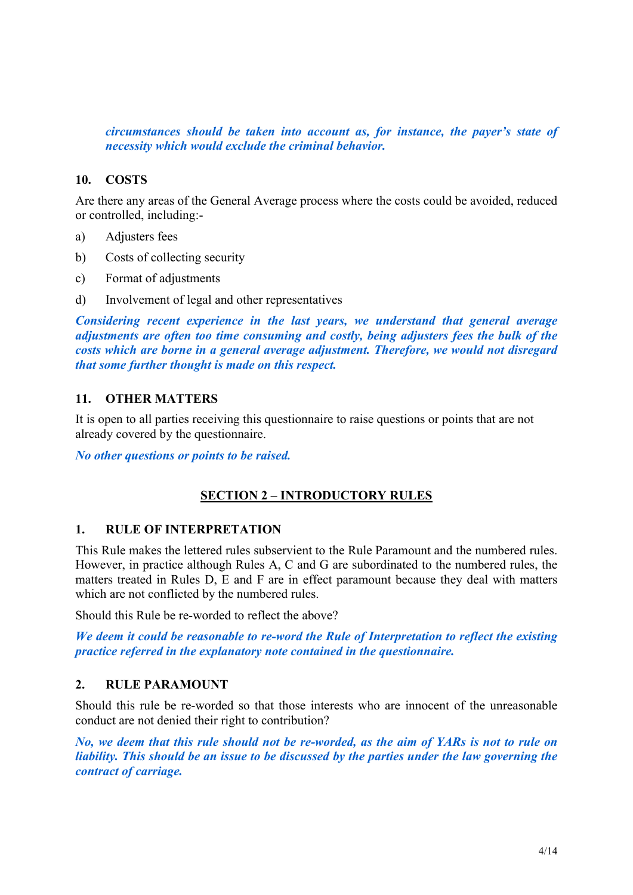***circumstances should be taken into account as, for instance, the payer's state of necessity which would exclude the criminal behavior.***

### 10. COSTS

Are there any areas of the General Average process where the costs could be avoided, reduced or controlled, including:-

a) Adjusters fees

b) Costs of collecting security

c) Format of adjustments

d) Involvement of legal and other representatives

***Considering recent experience in the last years, we understand that general average adjustments are often too time consuming and costly, being adjusters fees the bulk of the costs which are borne in a general average adjustment. Therefore, we would not disregard that some further thought is made on this respect.***

### 11. OTHER MATTERS

It is open to all parties receiving this questionnaire to raise questions or points that are not already covered by the questionnaire.

***No other questions or points to be raised.***

## SECTION 2 – INTRODUCTORY RULES

### 1. RULE OF INTERPRETATION

This Rule makes the lettered rules subservient to the Rule Paramount and the numbered rules. However, in practice although Rules A, C and G are subordinated to the numbered rules, the matters treated in Rules D, E and F are in effect paramount because they deal with matters which are not conflicted by the numbered rules.

Should this Rule be re-worded to reflect the above?

***We deem it could be reasonable to re-word the Rule of Interpretation to reflect the existing practice referred in the explanatory note contained in the questionnaire.***

### 2. RULE PARAMOUNT

Should this rule be re-worded so that those interests who are innocent of the unreasonable conduct are not denied their right to contribution?

***No, we deem that this rule should not be re-worded, as the aim of YARs is not to rule on liability. This should be an issue to be discussed by the parties under the law governing the contract of carriage.***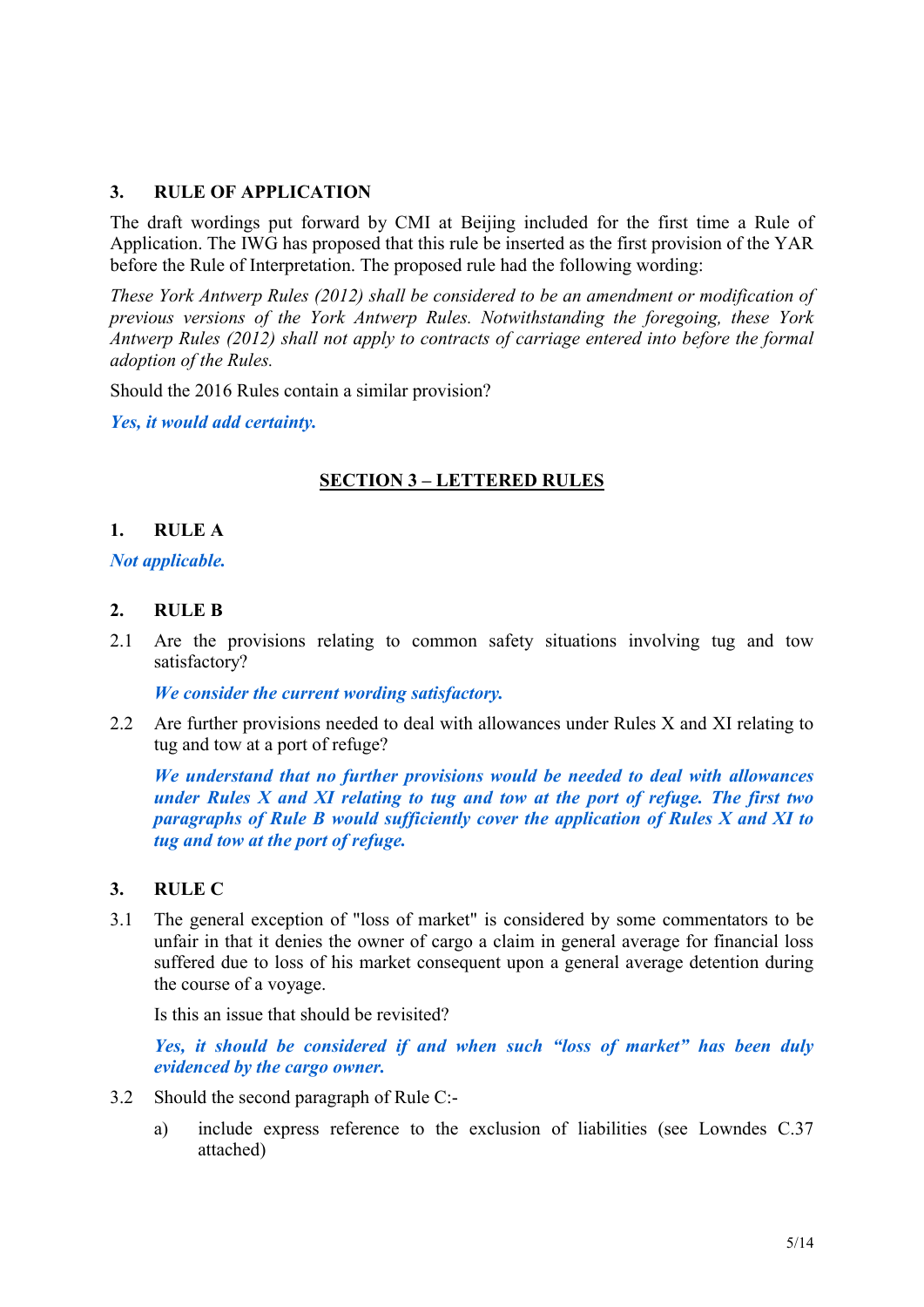## 3. RULE OF APPLICATION

The draft wordings put forward by CMI at Beijing included for the first time a Rule of Application. The IWG has proposed that this rule be inserted as the first provision of the YAR before the Rule of Interpretation. The proposed rule had the following wording:

*These York Antwerp Rules (2012) shall be considered to be an amendment or modification of previous versions of the York Antwerp Rules. Notwithstanding the foregoing, these York Antwerp Rules (2012) shall not apply to contracts of carriage entered into before the formal adoption of the Rules.*

Should the 2016 Rules contain a similar provision?

***Yes, it would add certainty.***

# SECTION 3 – LETTERED RULES

## 1. RULE A

***Not applicable.***

## 2. RULE B

2.1 Are the provisions relating to common safety situations involving tug and tow satisfactory?

***We consider the current wording satisfactory.***

2.2 Are further provisions needed to deal with allowances under Rules X and XI relating to tug and tow at a port of refuge?

***We understand that no further provisions would be needed to deal with allowances under Rules X and XI relating to tug and tow at the port of refuge. The first two paragraphs of Rule B would sufficiently cover the application of Rules X and XI to tug and tow at the port of refuge.***

## 3. RULE C

3.1 The general exception of "loss of market" is considered by some commentators to be unfair in that it denies the owner of cargo a claim in general average for financial loss suffered due to loss of his market consequent upon a general average detention during the course of a voyage.

Is this an issue that should be revisited?

***Yes, it should be considered if and when such "loss of market" has been duly evidenced by the cargo owner.***

3.2 Should the second paragraph of Rule C:-

a) include express reference to the exclusion of liabilities (see Lowndes C.37 attached)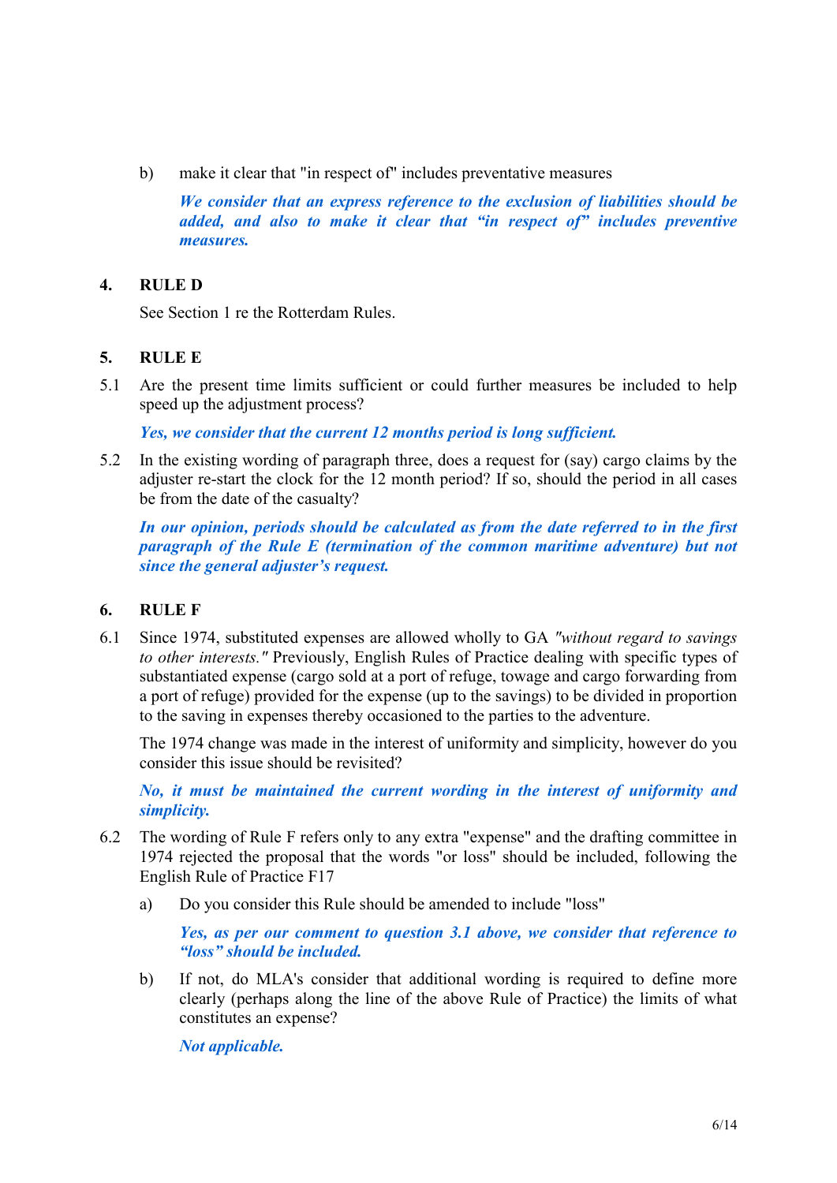b) make it clear that "in respect of" includes preventative measures

   ***We consider that an express reference to the exclusion of liabilities should be added, and also to make it clear that "in respect of" includes preventive measures.***

## 4. RULE D

See Section 1 re the Rotterdam Rules.

## 5. RULE E

5.1 Are the present time limits sufficient or could further measures be included to help speed up the adjustment process?

***Yes, we consider that the current 12 months period is long sufficient.***

5.2 In the existing wording of paragraph three, does a request for (say) cargo claims by the adjuster re-start the clock for the 12 month period? If so, should the period in all cases be from the date of the casualty?

***In our opinion, periods should be calculated as from the date referred to in the first paragraph of the Rule E (termination of the common maritime adventure) but not since the general adjuster's request.***

## 6. RULE F

6.1 Since 1974, substituted expenses are allowed wholly to GA *"without regard to savings to other interests."* Previously, English Rules of Practice dealing with specific types of substantiated expense (cargo sold at a port of refuge, towage and cargo forwarding from a port of refuge) provided for the expense (up to the savings) to be divided in proportion to the saving in expenses thereby occasioned to the parties to the adventure.

The 1974 change was made in the interest of uniformity and simplicity, however do you consider this issue should be revisited?

***No, it must be maintained the current wording in the interest of uniformity and simplicity.***

6.2 The wording of Rule F refers only to any extra "expense" and the drafting committee in 1974 rejected the proposal that the words "or loss" should be included, following the English Rule of Practice F17

a) Do you consider this Rule should be amended to include "loss"

   ***Yes, as per our comment to question 3.1 above, we consider that reference to "loss" should be included.***

b) If not, do MLA's consider that additional wording is required to define more clearly (perhaps along the line of the above Rule of Practice) the limits of what constitutes an expense?

   ***Not applicable.***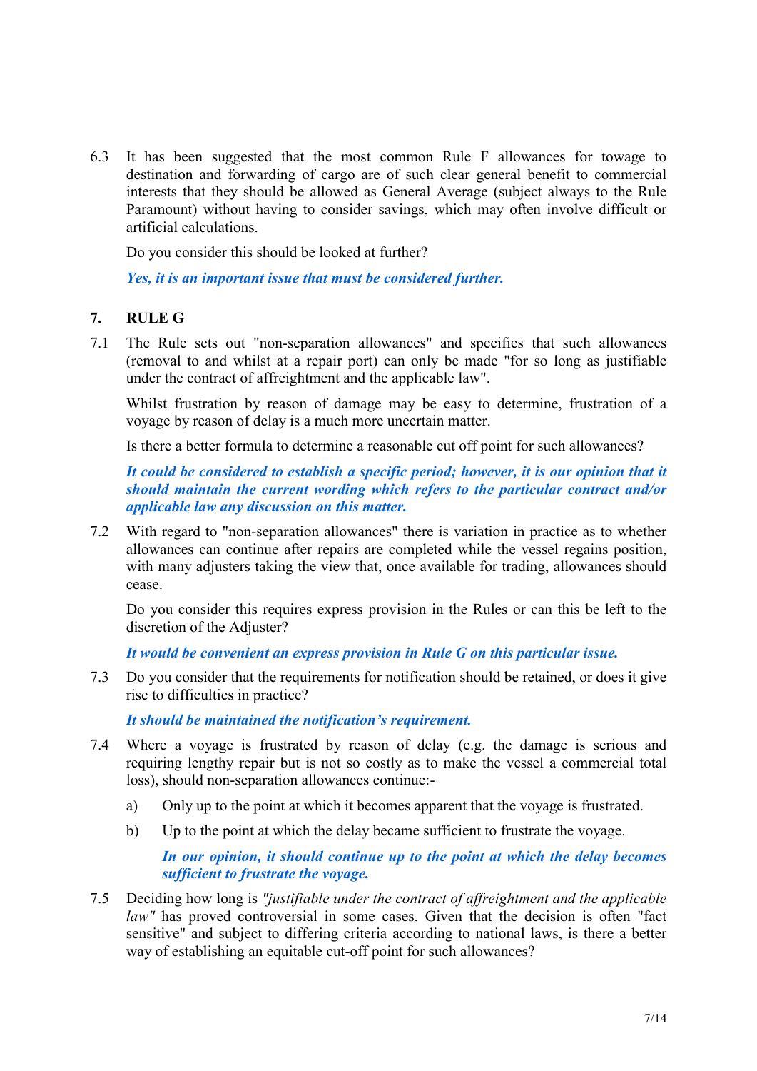6.3 It has been suggested that the most common Rule F allowances for towage to destination and forwarding of cargo are of such clear general benefit to commercial interests that they should be allowed as General Average (subject always to the Rule Paramount) without having to consider savings, which may often involve difficult or artificial calculations.

Do you consider this should be looked at further?

***Yes, it is an important issue that must be considered further.***

## 7. RULE G

7.1 The Rule sets out "non-separation allowances" and specifies that such allowances (removal to and whilst at a repair port) can only be made "for so long as justifiable under the contract of affreightment and the applicable law".

Whilst frustration by reason of damage may be easy to determine, frustration of a voyage by reason of delay is a much more uncertain matter.

Is there a better formula to determine a reasonable cut off point for such allowances?

***It could be considered to establish a specific period; however, it is our opinion that it should maintain the current wording which refers to the particular contract and/or applicable law any discussion on this matter.***

7.2 With regard to "non-separation allowances" there is variation in practice as to whether allowances can continue after repairs are completed while the vessel regains position, with many adjusters taking the view that, once available for trading, allowances should cease.

Do you consider this requires express provision in the Rules or can this be left to the discretion of the Adjuster?

***It would be convenient an express provision in Rule G on this particular issue.***

7.3 Do you consider that the requirements for notification should be retained, or does it give rise to difficulties in practice?

***It should be maintained the notification's requirement.***

7.4 Where a voyage is frustrated by reason of delay (e.g. the damage is serious and requiring lengthy repair but is not so costly as to make the vessel a commercial total loss), should non-separation allowances continue:-

a) Only up to the point at which it becomes apparent that the voyage is frustrated.

b) Up to the point at which the delay became sufficient to frustrate the voyage.

***In our opinion, it should continue up to the point at which the delay becomes sufficient to frustrate the voyage.***

7.5 Deciding how long is *"justifiable under the contract of affreightment and the applicable law"* has proved controversial in some cases. Given that the decision is often "fact sensitive" and subject to differing criteria according to national laws, is there a better way of establishing an equitable cut-off point for such allowances?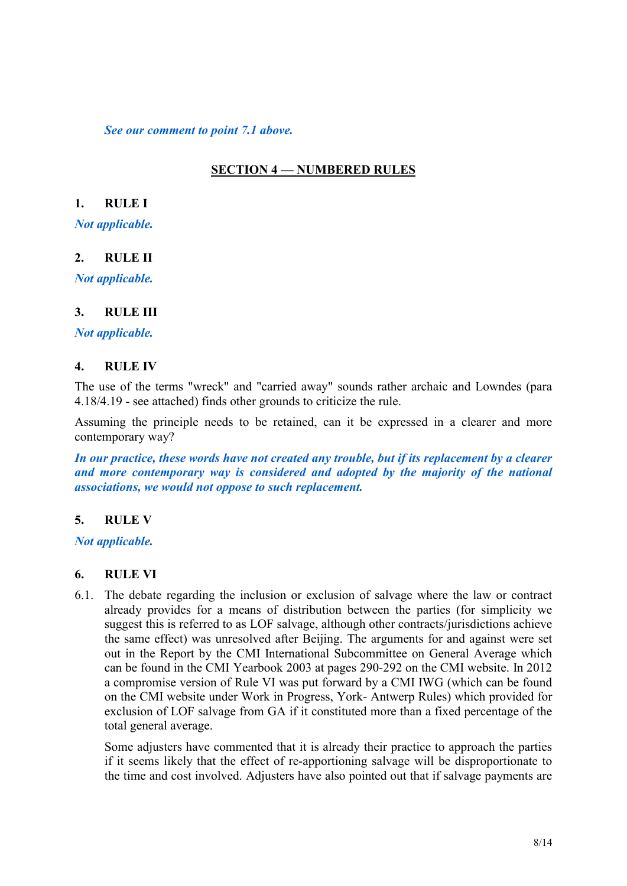*See our comment to point 7.1 above.*

## SECTION 4 — NUMBERED RULES

**1. RULE I**

*Not applicable.*

**2. RULE II**

*Not applicable.*

**3. RULE III**

*Not applicable.*

**4. RULE IV**

The use of the terms "wreck" and "carried away" sounds rather archaic and Lowndes (para 4.18/4.19 - see attached) finds other grounds to criticize the rule.

Assuming the principle needs to be retained, can it be expressed in a clearer and more contemporary way?

***In our practice, these words have not created any trouble, but if its replacement by a clearer and more contemporary way is considered and adopted by the majority of the national associations, we would not oppose to such replacement.***

**5. RULE V**

*Not applicable.*

**6. RULE VI**

6.1. The debate regarding the inclusion or exclusion of salvage where the law or contract already provides for a means of distribution between the parties (for simplicity we suggest this is referred to as LOF salvage, although other contracts/jurisdictions achieve the same effect) was unresolved after Beijing. The arguments for and against were set out in the Report by the CMI International Subcommittee on General Average which can be found in the CMI Yearbook 2003 at pages 290-292 on the CMI website. In 2012 a compromise version of Rule VI was put forward by a CMI IWG (which can be found on the CMI website under Work in Progress, York- Antwerp Rules) which provided for exclusion of LOF salvage from GA if it constituted more than a fixed percentage of the total general average.

Some adjusters have commented that it is already their practice to approach the parties if it seems likely that the effect of re-apportioning salvage will be disproportionate to the time and cost involved. Adjusters have also pointed out that if salvage payments are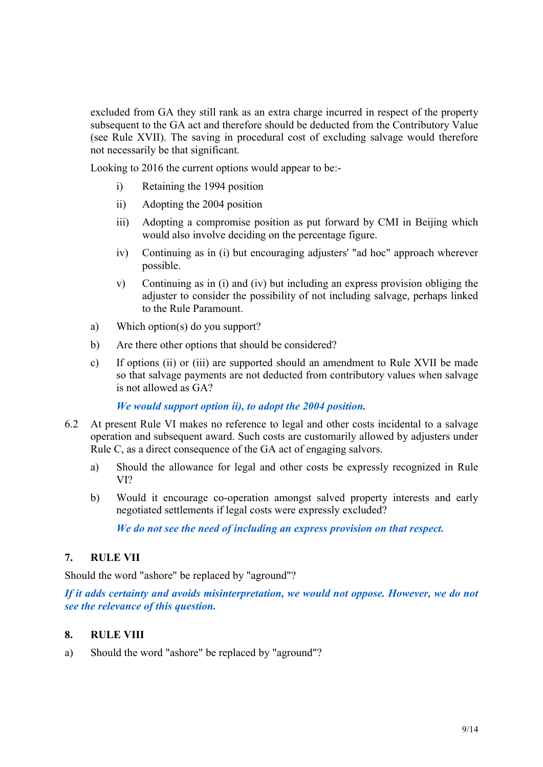excluded from GA they still rank as an extra charge incurred in respect of the property subsequent to the GA act and therefore should be deducted from the Contributory Value (see Rule XVII). The saving in procedural cost of excluding salvage would therefore not necessarily be that significant.

Looking to 2016 the current options would appear to be:-

i) Retaining the 1994 position

ii) Adopting the 2004 position

iii) Adopting a compromise position as put forward by CMI in Beijing which would also involve deciding on the percentage figure.

iv) Continuing as in (i) but encouraging adjusters' "ad hoc" approach wherever possible.

v) Continuing as in (i) and (iv) but including an express provision obliging the adjuster to consider the possibility of not including salvage, perhaps linked to the Rule Paramount.

a) Which option(s) do you support?

b) Are there other options that should be considered?

c) If options (ii) or (iii) are supported should an amendment to Rule XVII be made so that salvage payments are not deducted from contributory values when salvage is not allowed as GA?

***We would support option ii), to adopt the 2004 position.***

6.2 At present Rule VI makes no reference to legal and other costs incidental to a salvage operation and subsequent award. Such costs are customarily allowed by adjusters under Rule C, as a direct consequence of the GA act of engaging salvors.

a) Should the allowance for legal and other costs be expressly recognized in Rule VI?

b) Would it encourage co-operation amongst salved property interests and early negotiated settlements if legal costs were expressly excluded?

***We do not see the need of including an express provision on that respect.***

## 7. RULE VII

Should the word "ashore" be replaced by "aground"?

***If it adds certainty and avoids misinterpretation, we would not oppose. However, we do not see the relevance of this question.***

## 8. RULE VIII

a) Should the word "ashore" be replaced by "aground"?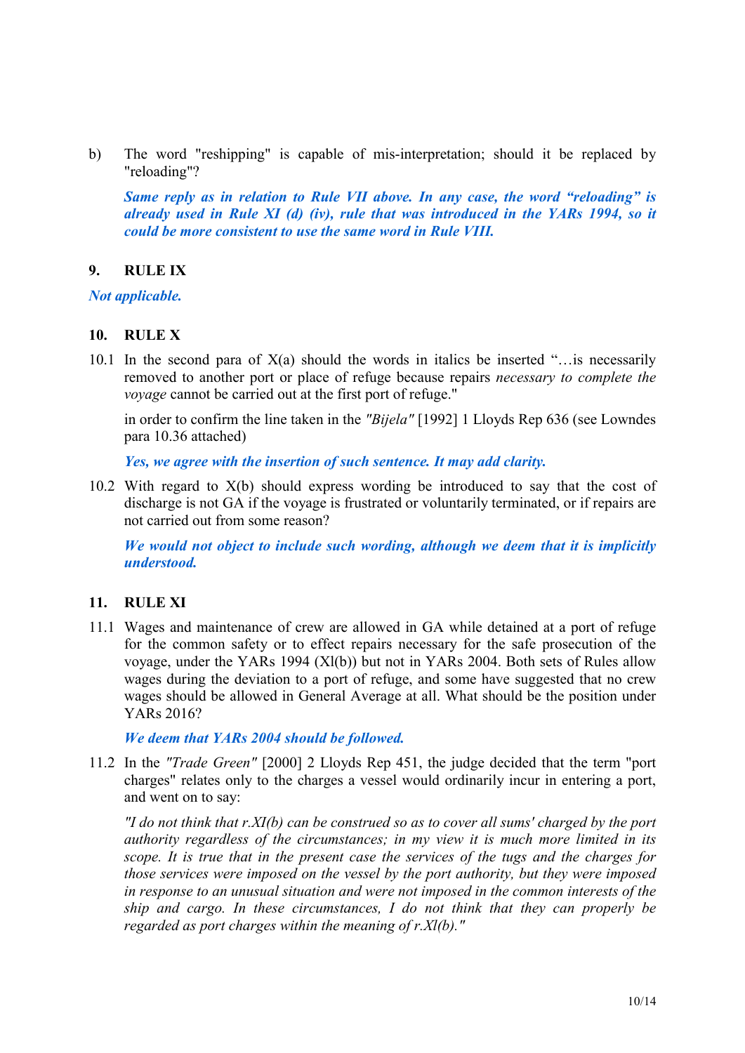b) The word "reshipping" is capable of mis-interpretation; should it be replaced by "reloading"?

***Same reply as in relation to Rule VII above. In any case, the word "reloading" is already used in Rule XI (d) (iv), rule that was introduced in the YARs 1994, so it could be more consistent to use the same word in Rule VIII.***

## 9. RULE IX

***Not applicable.***

## 10. RULE X

10.1 In the second para of X(a) should the words in italics be inserted "…is necessarily removed to another port or place of refuge because repairs *necessary to complete the voyage* cannot be carried out at the first port of refuge."

in order to confirm the line taken in the *"Bijela"* [1992] 1 Lloyds Rep 636 (see Lowndes para 10.36 attached)

***Yes, we agree with the insertion of such sentence. It may add clarity.***

10.2 With regard to X(b) should express wording be introduced to say that the cost of discharge is not GA if the voyage is frustrated or voluntarily terminated, or if repairs are not carried out from some reason?

***We would not object to include such wording, although we deem that it is implicitly understood.***

## 11. RULE XI

11.1 Wages and maintenance of crew are allowed in GA while detained at a port of refuge for the common safety or to effect repairs necessary for the safe prosecution of the voyage, under the YARs 1994 (Xl(b)) but not in YARs 2004. Both sets of Rules allow wages during the deviation to a port of refuge, and some have suggested that no crew wages should be allowed in General Average at all. What should be the position under YARs 2016?

***We deem that YARs 2004 should be followed.***

11.2 In the *"Trade Green"* [2000] 2 Lloyds Rep 451, the judge decided that the term "port charges" relates only to the charges a vessel would ordinarily incur in entering a port, and went on to say:

*"I do not think that r.XI(b) can be construed so as to cover all sums' charged by the port authority regardless of the circumstances; in my view it is much more limited in its scope. It is true that in the present case the services of the tugs and the charges for those services were imposed on the vessel by the port authority, but they were imposed in response to an unusual situation and were not imposed in the common interests of the ship and cargo. In these circumstances, I do not think that they can properly be regarded as port charges within the meaning of r.Xl(b)."*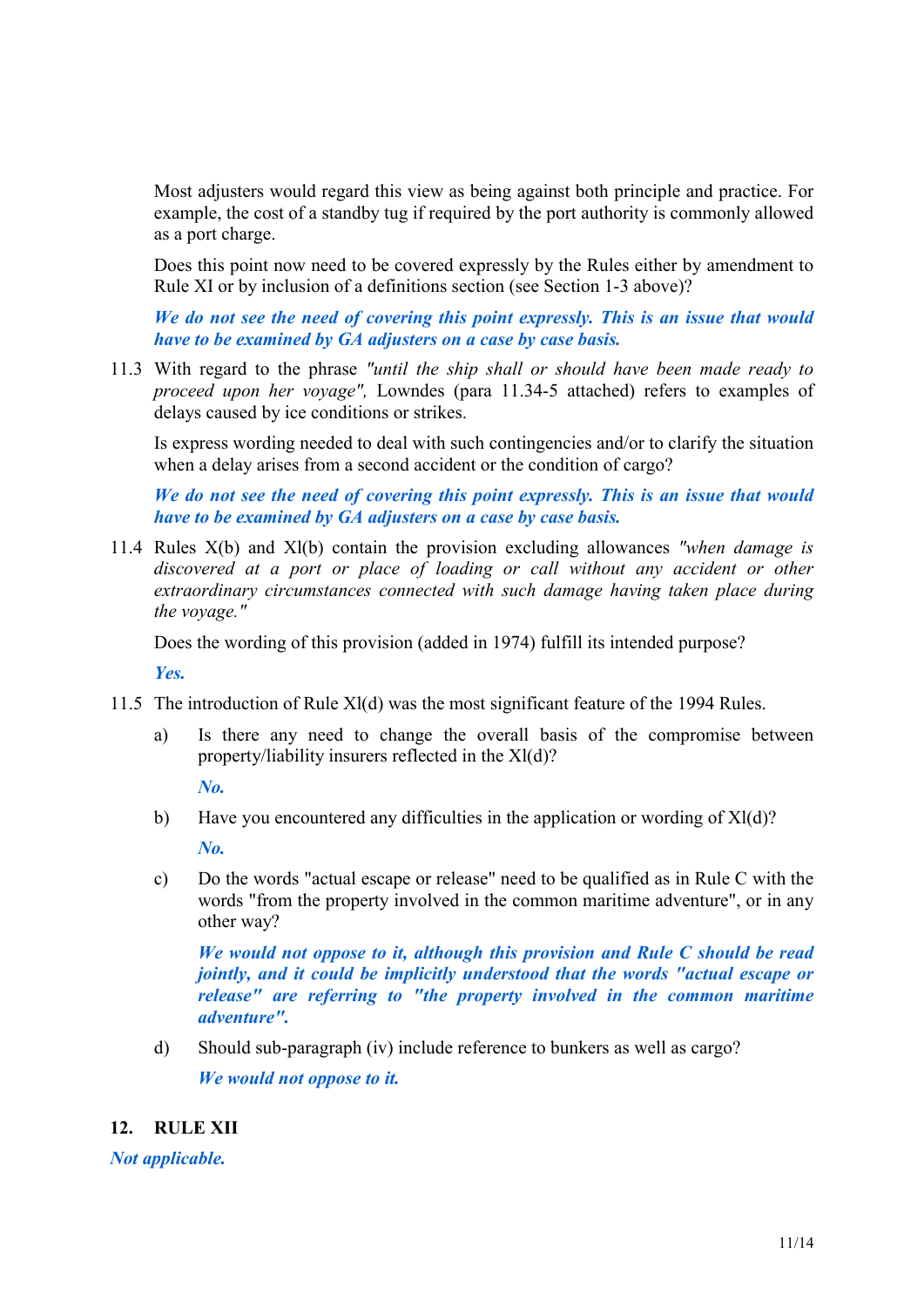Most adjusters would regard this view as being against both principle and practice. For example, the cost of a standby tug if required by the port authority is commonly allowed as a port charge.

Does this point now need to be covered expressly by the Rules either by amendment to Rule XI or by inclusion of a definitions section (see Section 1-3 above)?

***We do not see the need of covering this point expressly. This is an issue that would have to be examined by GA adjusters on a case by case basis.***

11.3 With regard to the phrase *"until the ship shall or should have been made ready to proceed upon her voyage"*, Lowndes (para 11.34-5 attached) refers to examples of delays caused by ice conditions or strikes.

Is express wording needed to deal with such contingencies and/or to clarify the situation when a delay arises from a second accident or the condition of cargo?

***We do not see the need of covering this point expressly. This is an issue that would have to be examined by GA adjusters on a case by case basis.***

11.4 Rules X(b) and XI(b) contain the provision excluding allowances *"when damage is discovered at a port or place of loading or call without any accident or other extraordinary circumstances connected with such damage having taken place during the voyage."*

Does the wording of this provision (added in 1974) fulfill its intended purpose?

***Yes.***

11.5 The introduction of Rule XI(d) was the most significant feature of the 1994 Rules.

a) Is there any need to change the overall basis of the compromise between property/liability insurers reflected in the XI(d)?

***No.***

b) Have you encountered any difficulties in the application or wording of XI(d)?

***No.***

c) Do the words "actual escape or release" need to be qualified as in Rule C with the words "from the property involved in the common maritime adventure", or in any other way?

***We would not oppose to it, although this provision and Rule C should be read jointly, and it could be implicitly understood that the words "actual escape or release" are referring to "the property involved in the common maritime adventure".***

d) Should sub-paragraph (iv) include reference to bunkers as well as cargo?

***We would not oppose to it.***

## 12. RULE XII

***Not applicable.***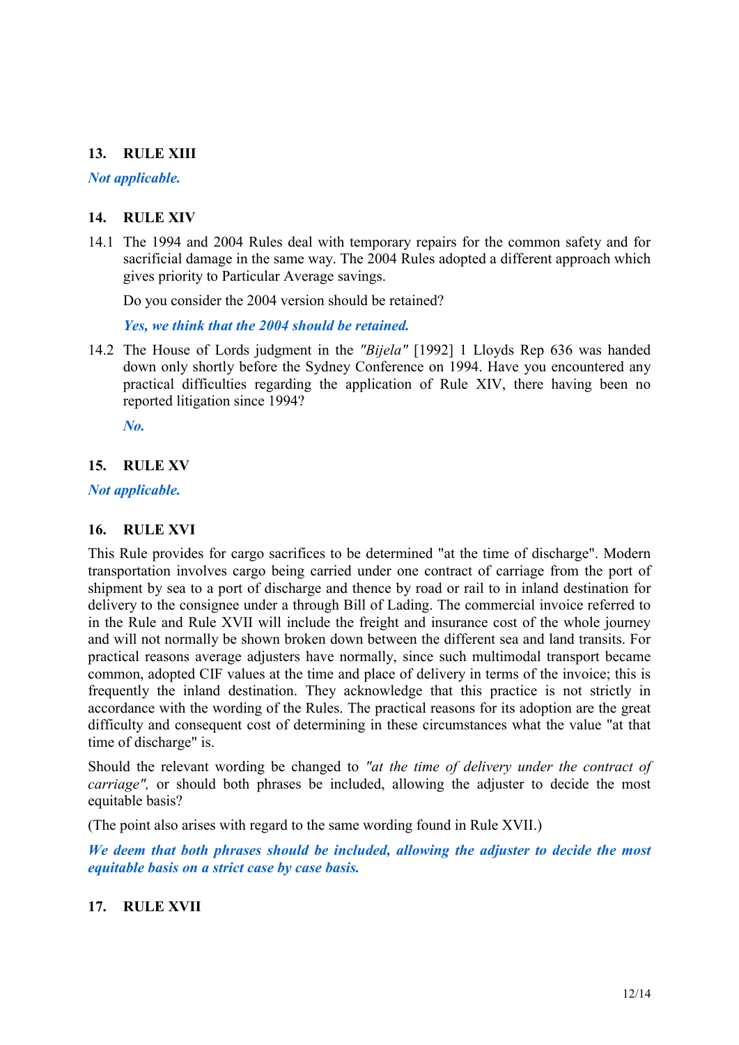## 13. RULE XIII

***Not applicable.***

## 14. RULE XIV

14.1 The 1994 and 2004 Rules deal with temporary repairs for the common safety and for sacrificial damage in the same way. The 2004 Rules adopted a different approach which gives priority to Particular Average savings.

Do you consider the 2004 version should be retained?

***Yes, we think that the 2004 should be retained.***

14.2 The House of Lords judgment in the *"Bijela"* [1992] 1 Lloyds Rep 636 was handed down only shortly before the Sydney Conference on 1994. Have you encountered any practical difficulties regarding the application of Rule XIV, there having been no reported litigation since 1994?

***No.***

## 15. RULE XV

***Not applicable.***

## 16. RULE XVI

This Rule provides for cargo sacrifices to be determined "at the time of discharge". Modern transportation involves cargo being carried under one contract of carriage from the port of shipment by sea to a port of discharge and thence by road or rail to in inland destination for delivery to the consignee under a through Bill of Lading. The commercial invoice referred to in the Rule and Rule XVII will include the freight and insurance cost of the whole journey and will not normally be shown broken down between the different sea and land transits. For practical reasons average adjusters have normally, since such multimodal transport became common, adopted CIF values at the time and place of delivery in terms of the invoice; this is frequently the inland destination. They acknowledge that this practice is not strictly in accordance with the wording of the Rules. The practical reasons for its adoption are the great difficulty and consequent cost of determining in these circumstances what the value "at that time of discharge" is.

Should the relevant wording be changed to *"at the time of delivery under the contract of carriage"*, or should both phrases be included, allowing the adjuster to decide the most equitable basis?

(The point also arises with regard to the same wording found in Rule XVII.)

***We deem that both phrases should be included, allowing the adjuster to decide the most equitable basis on a strict case by case basis.***

## 17. RULE XVII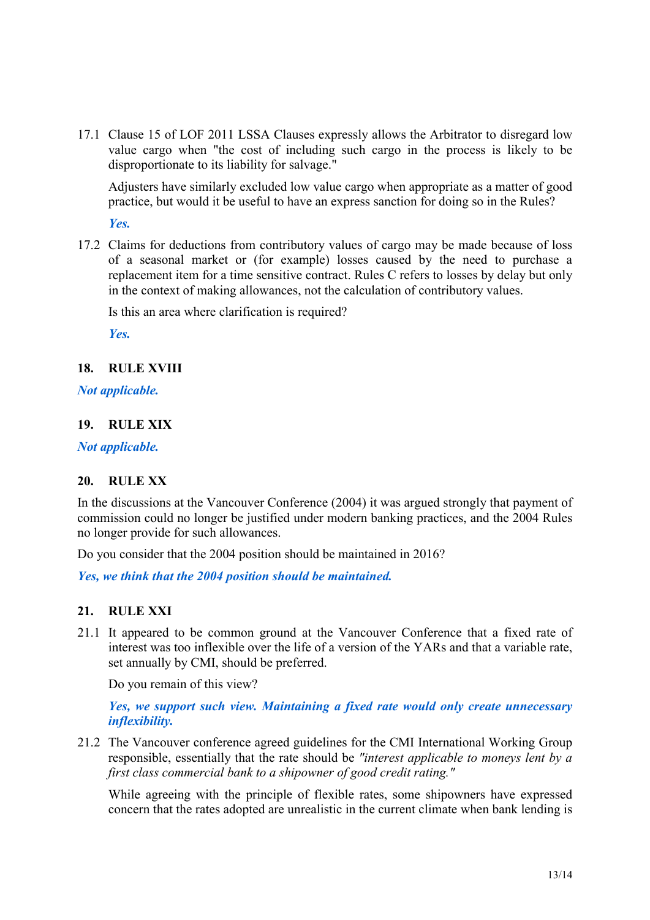17.1 Clause 15 of LOF 2011 LSSA Clauses expressly allows the Arbitrator to disregard low value cargo when "the cost of including such cargo in the process is likely to be disproportionate to its liability for salvage."

Adjusters have similarly excluded low value cargo when appropriate as a matter of good practice, but would it be useful to have an express sanction for doing so in the Rules?

*Yes.*

17.2 Claims for deductions from contributory values of cargo may be made because of loss of a seasonal market or (for example) losses caused by the need to purchase a replacement item for a time sensitive contract. Rules C refers to losses by delay but only in the context of making allowances, not the calculation of contributory values.

Is this an area where clarification is required?

*Yes.*

## 18. RULE XVIII

*Not applicable.*

## 19. RULE XIX

*Not applicable.*

## 20. RULE XX

In the discussions at the Vancouver Conference (2004) it was argued strongly that payment of commission could no longer be justified under modern banking practices, and the 2004 Rules no longer provide for such allowances.

Do you consider that the 2004 position should be maintained in 2016?

*Yes, we think that the 2004 position should be maintained.*

## 21. RULE XXI

21.1 It appeared to be common ground at the Vancouver Conference that a fixed rate of interest was too inflexible over the life of a version of the YARs and that a variable rate, set annually by CMI, should be preferred.

Do you remain of this view?

*Yes, we support such view. Maintaining a fixed rate would only create unnecessary inflexibility.*

21.2 The Vancouver conference agreed guidelines for the CMI International Working Group responsible, essentially that the rate should be *"interest applicable to moneys lent by a first class commercial bank to a shipowner of good credit rating."*

While agreeing with the principle of flexible rates, some shipowners have expressed concern that the rates adopted are unrealistic in the current climate when bank lending is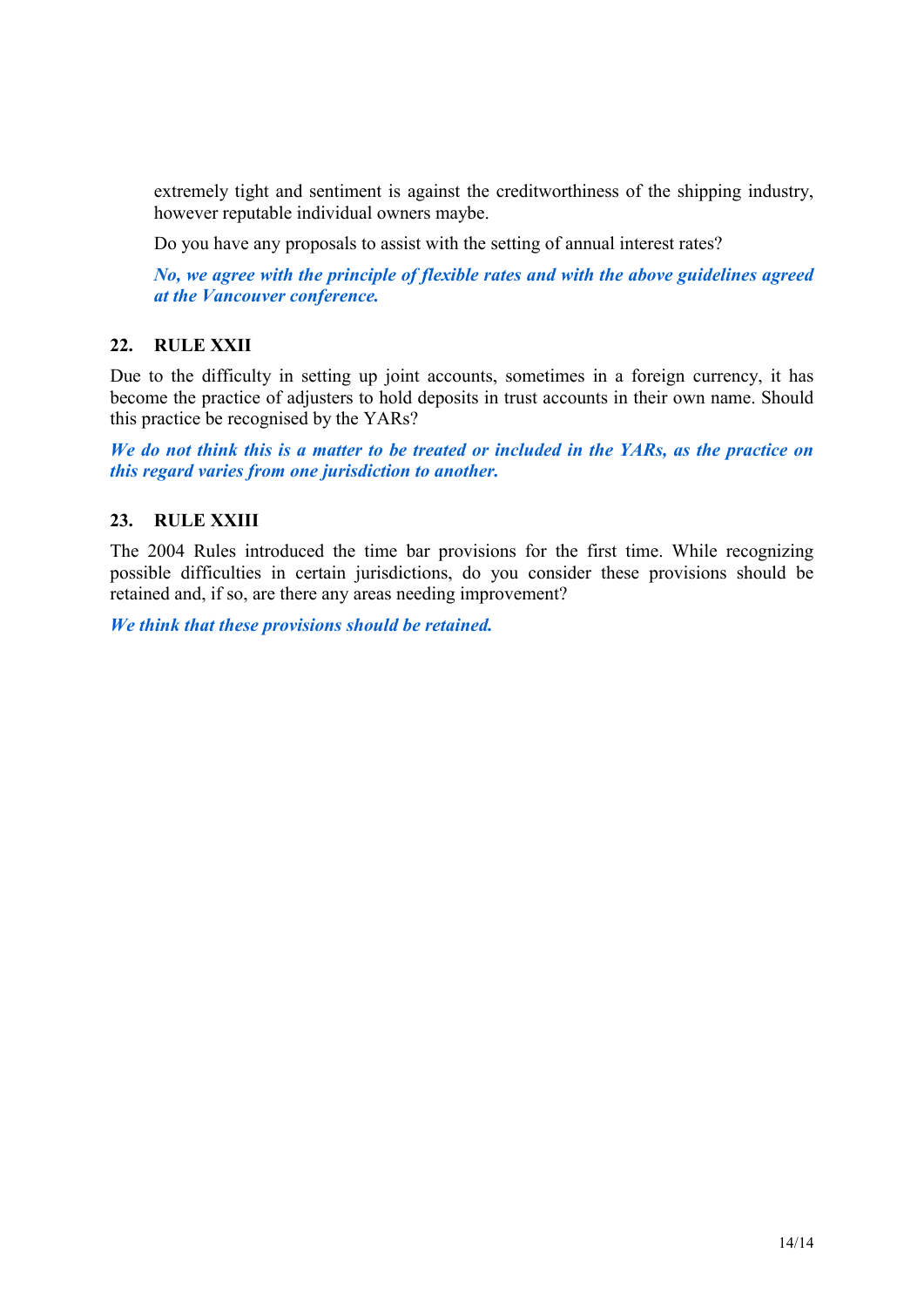extremely tight and sentiment is against the creditworthiness of the shipping industry, however reputable individual owners maybe.

Do you have any proposals to assist with the setting of annual interest rates?

***No, we agree with the principle of flexible rates and with the above guidelines agreed at the Vancouver conference.***

## 22. RULE XXII

Due to the difficulty in setting up joint accounts, sometimes in a foreign currency, it has become the practice of adjusters to hold deposits in trust accounts in their own name. Should this practice be recognised by the YARs?

***We do not think this is a matter to be treated or included in the YARs, as the practice on this regard varies from one jurisdiction to another.***

## 23. RULE XXIII

The 2004 Rules introduced the time bar provisions for the first time. While recognizing possible difficulties in certain jurisdictions, do you consider these provisions should be retained and, if so, are there any areas needing improvement?

***We think that these provisions should be retained.***